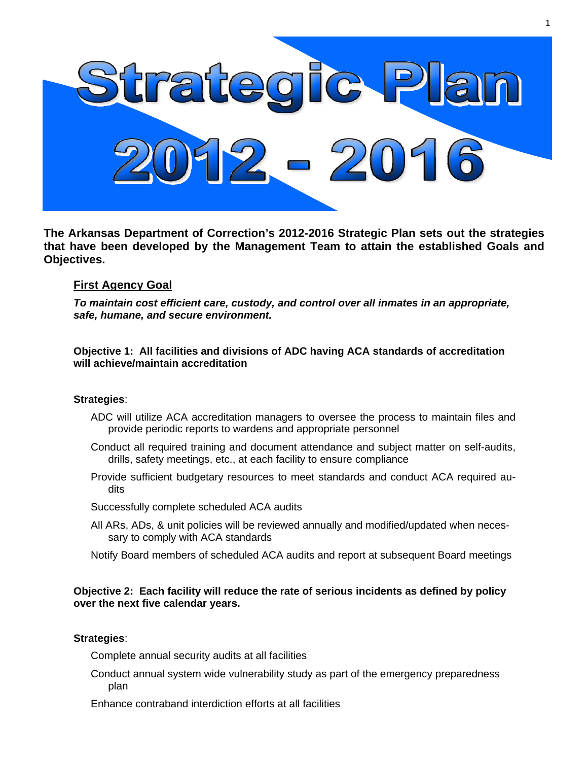# Strategic Plan 2012 - 2016

**The Arkansas Department of Correction's 2012-2016 Strategic Plan sets out the strategies that have been developed by the Management Team to attain the established Goals and Objectives.**

## First Agency Goal

***To maintain cost efficient care, custody, and control over all inmates in an appropriate, safe, humane, and secure environment.***

### Objective 1: All facilities and divisions of ADC having ACA standards of accreditation will achieve/maintain accreditation

**Strategies**:

- ADC will utilize ACA accreditation managers to oversee the process to maintain files and provide periodic reports to wardens and appropriate personnel
- Conduct all required training and document attendance and subject matter on self-audits, drills, safety meetings, etc., at each facility to ensure compliance
- Provide sufficient budgetary resources to meet standards and conduct ACA required audits
- Successfully complete scheduled ACA audits
- All ARs, ADs, & unit policies will be reviewed annually and modified/updated when necessary to comply with ACA standards
- Notify Board members of scheduled ACA audits and report at subsequent Board meetings

### Objective 2: Each facility will reduce the rate of serious incidents as defined by policy over the next five calendar years.

**Strategies**:

- Complete annual security audits at all facilities
- Conduct annual system wide vulnerability study as part of the emergency preparedness plan
- Enhance contraband interdiction efforts at all facilities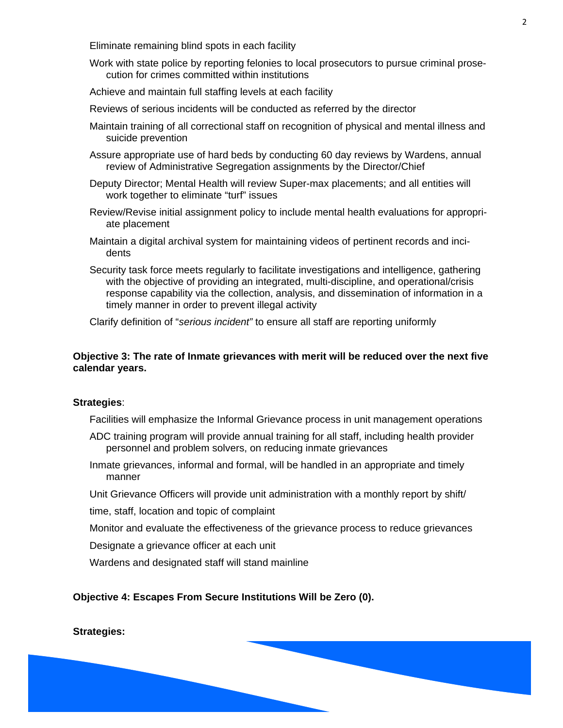- Eliminate remaining blind spots in each facility
- Work with state police by reporting felonies to local prosecutors to pursue criminal prosecution for crimes committed within institutions
- Achieve and maintain full staffing levels at each facility
- Reviews of serious incidents will be conducted as referred by the director
- Maintain training of all correctional staff on recognition of physical and mental illness and suicide prevention
- Assure appropriate use of hard beds by conducting 60 day reviews by Wardens, annual review of Administrative Segregation assignments by the Director/Chief
- Deputy Director; Mental Health will review Super-max placements; and all entities will work together to eliminate "turf" issues
- Review/Revise initial assignment policy to include mental health evaluations for appropriate placement
- Maintain a digital archival system for maintaining videos of pertinent records and incidents
- Security task force meets regularly to facilitate investigations and intelligence, gathering with the objective of providing an integrated, multi-discipline, and operational/crisis response capability via the collection, analysis, and dissemination of information in a timely manner in order to prevent illegal activity
- Clarify definition of "*serious incident"* to ensure all staff are reporting uniformly

**Objective 3: The rate of Inmate grievances with merit will be reduced over the next five calendar years.**

**Strategies**:

- Facilities will emphasize the Informal Grievance process in unit management operations
- ADC training program will provide annual training for all staff, including health provider personnel and problem solvers, on reducing inmate grievances
- Inmate grievances, informal and formal, will be handled in an appropriate and timely manner
- Unit Grievance Officers will provide unit administration with a monthly report by shift/ time, staff, location and topic of complaint
- Monitor and evaluate the effectiveness of the grievance process to reduce grievances
- Designate a grievance officer at each unit
- Wardens and designated staff will stand mainline

**Objective 4: Escapes From Secure Institutions Will be Zero (0).**

**Strategies:**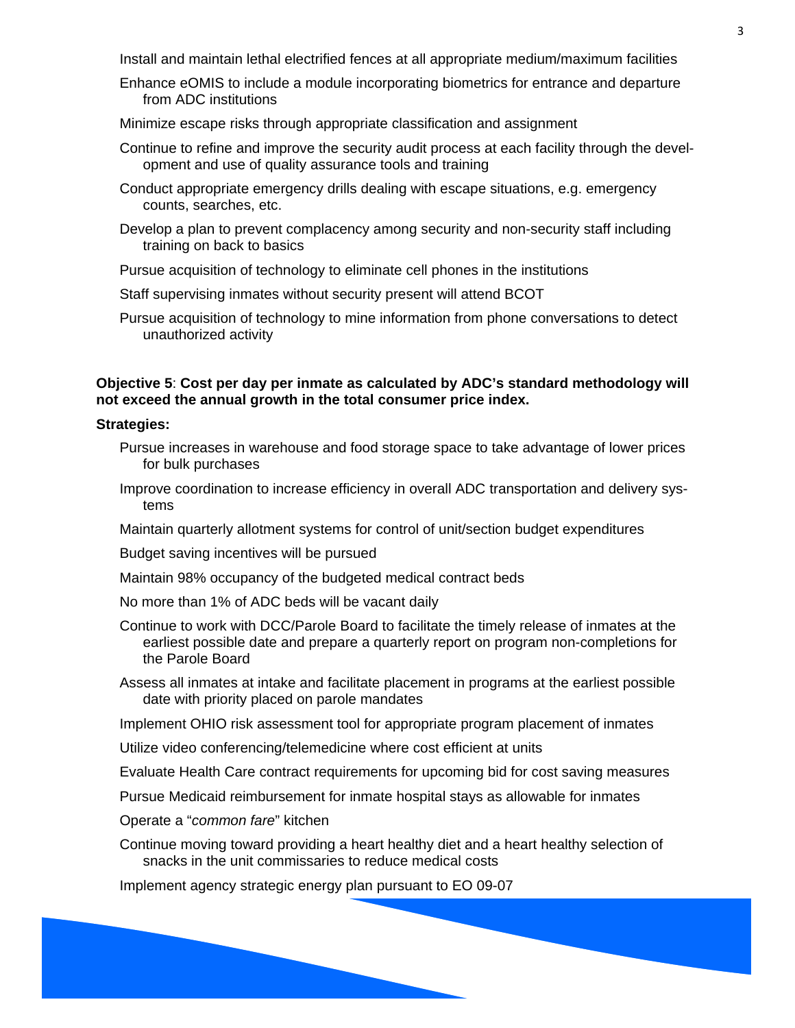- Install and maintain lethal electrified fences at all appropriate medium/maximum facilities
- Enhance eOMIS to include a module incorporating biometrics for entrance and departure from ADC institutions
- Minimize escape risks through appropriate classification and assignment
- Continue to refine and improve the security audit process at each facility through the development and use of quality assurance tools and training
- Conduct appropriate emergency drills dealing with escape situations, e.g. emergency counts, searches, etc.
- Develop a plan to prevent complacency among security and non-security staff including training on back to basics
- Pursue acquisition of technology to eliminate cell phones in the institutions
- Staff supervising inmates without security present will attend BCOT
- Pursue acquisition of technology to mine information from phone conversations to detect unauthorized activity

**Objective 5**: **Cost per day per inmate as calculated by ADC's standard methodology will not exceed the annual growth in the total consumer price index.**

**Strategies:**

- Pursue increases in warehouse and food storage space to take advantage of lower prices for bulk purchases
- Improve coordination to increase efficiency in overall ADC transportation and delivery systems
- Maintain quarterly allotment systems for control of unit/section budget expenditures
- Budget saving incentives will be pursued
- Maintain 98% occupancy of the budgeted medical contract beds
- No more than 1% of ADC beds will be vacant daily
- Continue to work with DCC/Parole Board to facilitate the timely release of inmates at the earliest possible date and prepare a quarterly report on program non-completions for the Parole Board
- Assess all inmates at intake and facilitate placement in programs at the earliest possible date with priority placed on parole mandates
- Implement OHIO risk assessment tool for appropriate program placement of inmates
- Utilize video conferencing/telemedicine where cost efficient at units
- Evaluate Health Care contract requirements for upcoming bid for cost saving measures
- Pursue Medicaid reimbursement for inmate hospital stays as allowable for inmates
- Operate a "*common fare*" kitchen
- Continue moving toward providing a heart healthy diet and a heart healthy selection of snacks in the unit commissaries to reduce medical costs
- Implement agency strategic energy plan pursuant to EO 09-07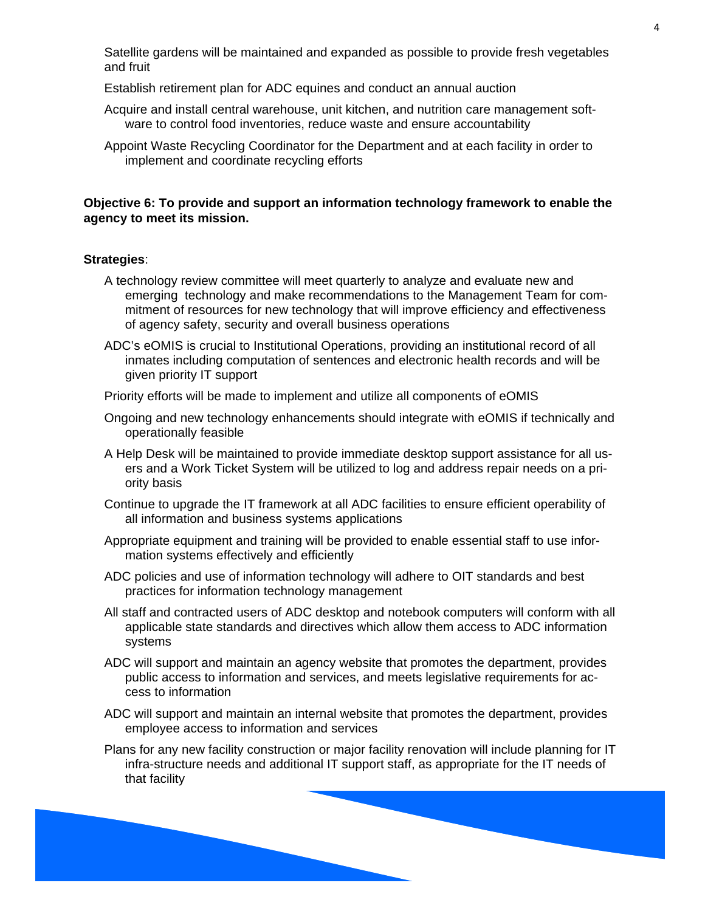Satellite gardens will be maintained and expanded as possible to provide fresh vegetables and fruit

Establish retirement plan for ADC equines and conduct an annual auction

Acquire and install central warehouse, unit kitchen, and nutrition care management software to control food inventories, reduce waste and ensure accountability

Appoint Waste Recycling Coordinator for the Department and at each facility in order to implement and coordinate recycling efforts

**Objective 6: To provide and support an information technology framework to enable the agency to meet its mission.**

**Strategies**:

A technology review committee will meet quarterly to analyze and evaluate new and emerging technology and make recommendations to the Management Team for commitment of resources for new technology that will improve efficiency and effectiveness of agency safety, security and overall business operations

ADC's eOMIS is crucial to Institutional Operations, providing an institutional record of all inmates including computation of sentences and electronic health records and will be given priority IT support

Priority efforts will be made to implement and utilize all components of eOMIS

Ongoing and new technology enhancements should integrate with eOMIS if technically and operationally feasible

A Help Desk will be maintained to provide immediate desktop support assistance for all users and a Work Ticket System will be utilized to log and address repair needs on a priority basis

Continue to upgrade the IT framework at all ADC facilities to ensure efficient operability of all information and business systems applications

Appropriate equipment and training will be provided to enable essential staff to use information systems effectively and efficiently

ADC policies and use of information technology will adhere to OIT standards and best practices for information technology management

All staff and contracted users of ADC desktop and notebook computers will conform with all applicable state standards and directives which allow them access to ADC information systems

ADC will support and maintain an agency website that promotes the department, provides public access to information and services, and meets legislative requirements for access to information

ADC will support and maintain an internal website that promotes the department, provides employee access to information and services

Plans for any new facility construction or major facility renovation will include planning for IT infra-structure needs and additional IT support staff, as appropriate for the IT needs of that facility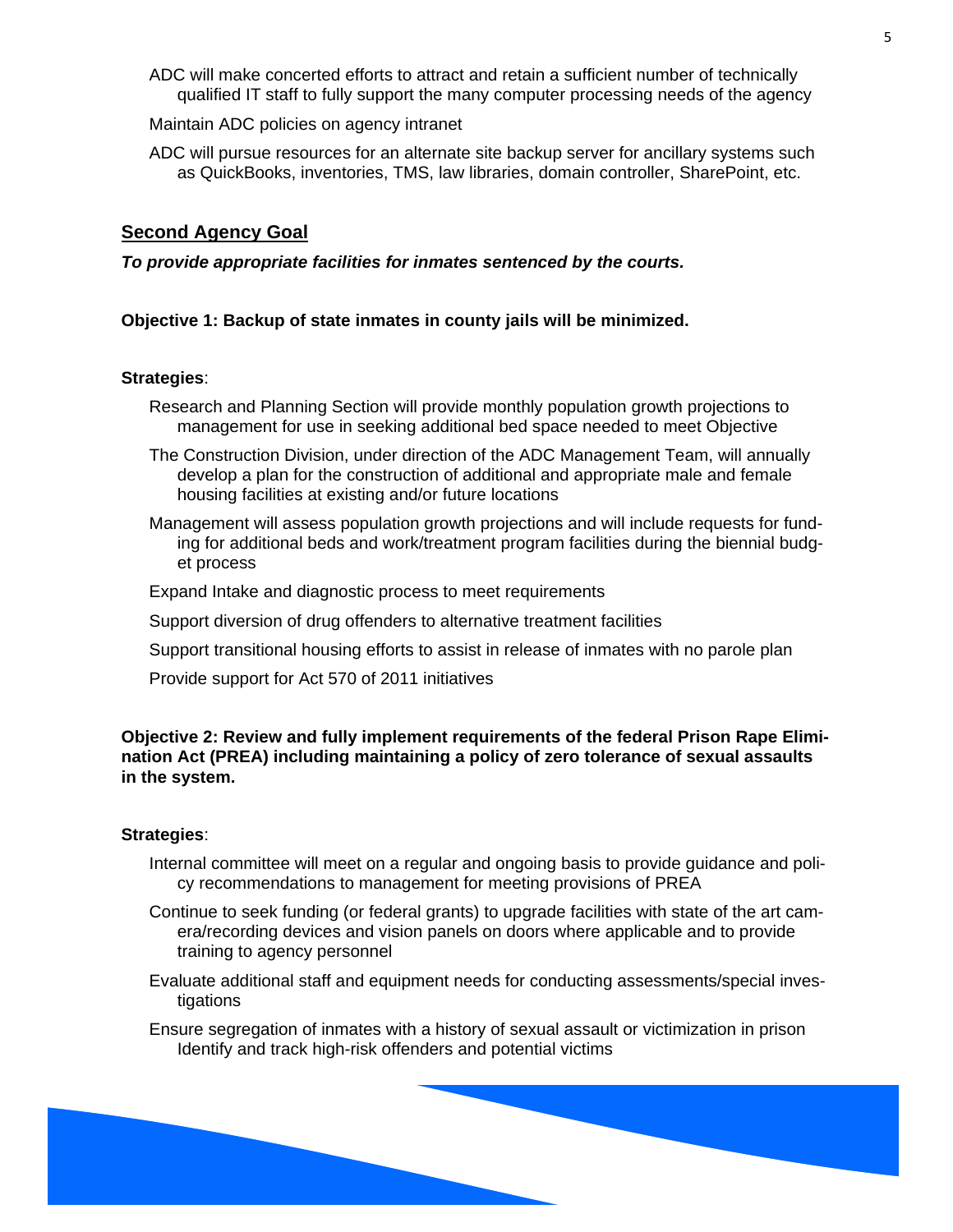- ADC will make concerted efforts to attract and retain a sufficient number of technically qualified IT staff to fully support the many computer processing needs of the agency
- Maintain ADC policies on agency intranet
- ADC will pursue resources for an alternate site backup server for ancillary systems such as QuickBooks, inventories, TMS, law libraries, domain controller, SharePoint, etc.

## Second Agency Goal

***To provide appropriate facilities for inmates sentenced by the courts.***

**Objective 1: Backup of state inmates in county jails will be minimized.**

**Strategies**:

- Research and Planning Section will provide monthly population growth projections to management for use in seeking additional bed space needed to meet Objective
- The Construction Division, under direction of the ADC Management Team, will annually develop a plan for the construction of additional and appropriate male and female housing facilities at existing and/or future locations
- Management will assess population growth projections and will include requests for funding for additional beds and work/treatment program facilities during the biennial budget process
- Expand Intake and diagnostic process to meet requirements
- Support diversion of drug offenders to alternative treatment facilities
- Support transitional housing efforts to assist in release of inmates with no parole plan
- Provide support for Act 570 of 2011 initiatives

**Objective 2: Review and fully implement requirements of the federal Prison Rape Elimination Act (PREA) including maintaining a policy of zero tolerance of sexual assaults in the system.**

**Strategies**:

- Internal committee will meet on a regular and ongoing basis to provide guidance and policy recommendations to management for meeting provisions of PREA
- Continue to seek funding (or federal grants) to upgrade facilities with state of the art camera/recording devices and vision panels on doors where applicable and to provide training to agency personnel
- Evaluate additional staff and equipment needs for conducting assessments/special investigations
- Ensure segregation of inmates with a history of sexual assault or victimization in prison Identify and track high-risk offenders and potential victims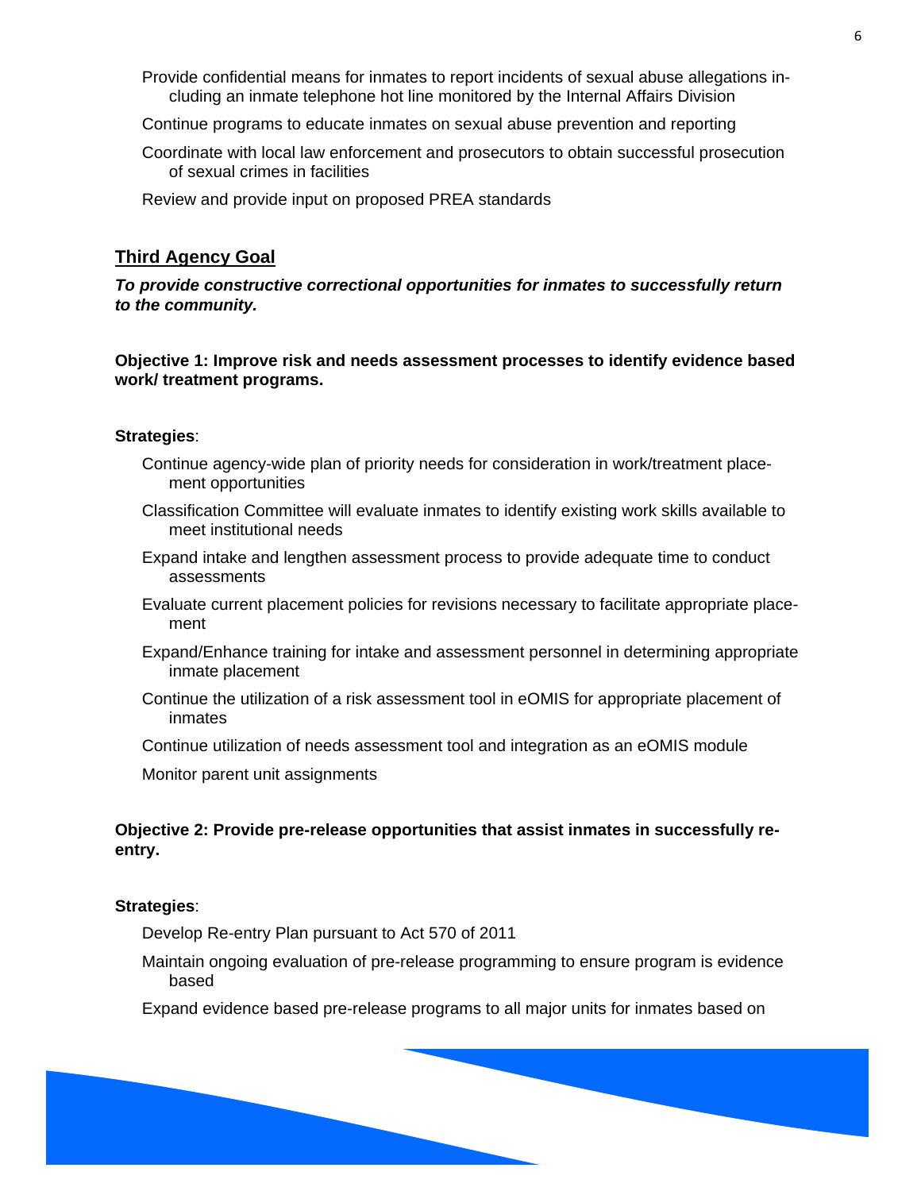- Provide confidential means for inmates to report incidents of sexual abuse allegations including an inmate telephone hot line monitored by the Internal Affairs Division
- Continue programs to educate inmates on sexual abuse prevention and reporting
- Coordinate with local law enforcement and prosecutors to obtain successful prosecution of sexual crimes in facilities
- Review and provide input on proposed PREA standards

## Third Agency Goal

***To provide constructive correctional opportunities for inmates to successfully return to the community.***

**Objective 1: Improve risk and needs assessment processes to identify evidence based work/ treatment programs.**

**Strategies**:

- Continue agency-wide plan of priority needs for consideration in work/treatment placement opportunities
- Classification Committee will evaluate inmates to identify existing work skills available to meet institutional needs
- Expand intake and lengthen assessment process to provide adequate time to conduct assessments
- Evaluate current placement policies for revisions necessary to facilitate appropriate placement
- Expand/Enhance training for intake and assessment personnel in determining appropriate inmate placement
- Continue the utilization of a risk assessment tool in eOMIS for appropriate placement of inmates
- Continue utilization of needs assessment tool and integration as an eOMIS module
- Monitor parent unit assignments

**Objective 2: Provide pre-release opportunities that assist inmates in successfully re-entry.**

**Strategies**:

- Develop Re-entry Plan pursuant to Act 570 of 2011
- Maintain ongoing evaluation of pre-release programming to ensure program is evidence based
- Expand evidence based pre-release programs to all major units for inmates based on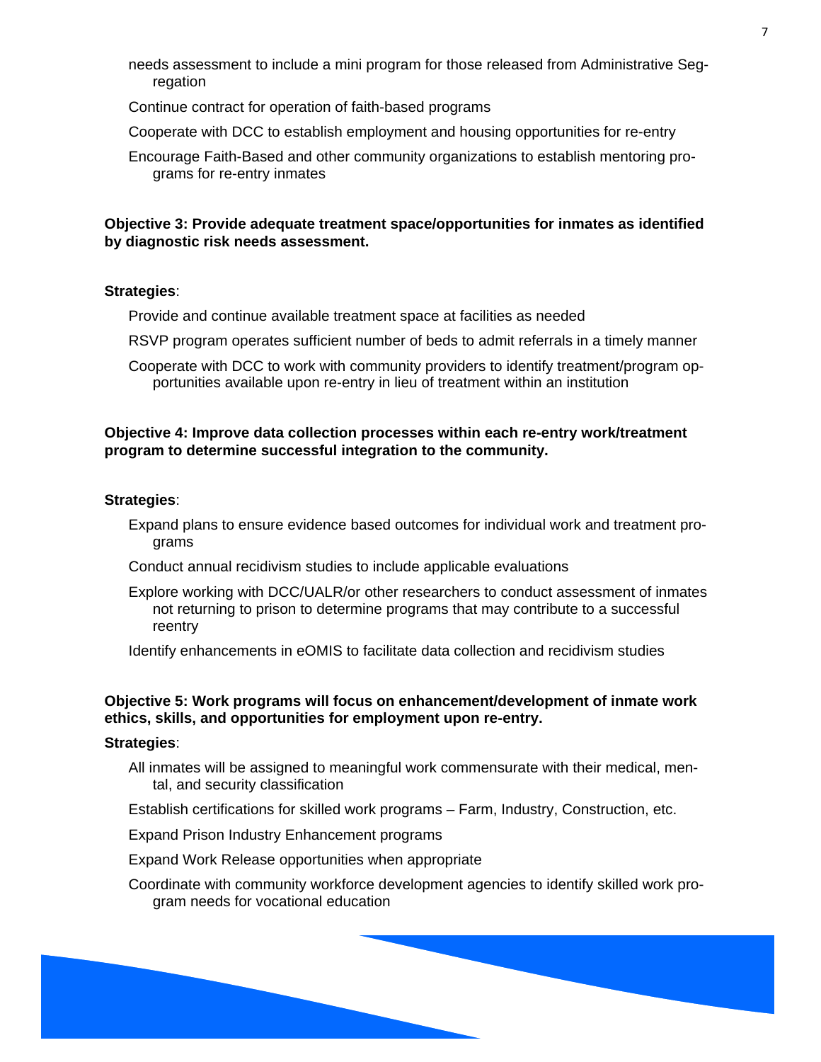needs assessment to include a mini program for those released from Administrative Segregation

Continue contract for operation of faith-based programs

Cooperate with DCC to establish employment and housing opportunities for re-entry

Encourage Faith-Based and other community organizations to establish mentoring programs for re-entry inmates

**Objective 3: Provide adequate treatment space/opportunities for inmates as identified by diagnostic risk needs assessment.**

**Strategies**:

Provide and continue available treatment space at facilities as needed

RSVP program operates sufficient number of beds to admit referrals in a timely manner

Cooperate with DCC to work with community providers to identify treatment/program opportunities available upon re-entry in lieu of treatment within an institution

**Objective 4: Improve data collection processes within each re-entry work/treatment program to determine successful integration to the community.**

**Strategies**:

Expand plans to ensure evidence based outcomes for individual work and treatment programs

Conduct annual recidivism studies to include applicable evaluations

Explore working with DCC/UALR/or other researchers to conduct assessment of inmates not returning to prison to determine programs that may contribute to a successful reentry

Identify enhancements in eOMIS to facilitate data collection and recidivism studies

**Objective 5: Work programs will focus on enhancement/development of inmate work ethics, skills, and opportunities for employment upon re-entry.**

**Strategies**:

All inmates will be assigned to meaningful work commensurate with their medical, mental, and security classification

Establish certifications for skilled work programs – Farm, Industry, Construction, etc.

Expand Prison Industry Enhancement programs

Expand Work Release opportunities when appropriate

Coordinate with community workforce development agencies to identify skilled work program needs for vocational education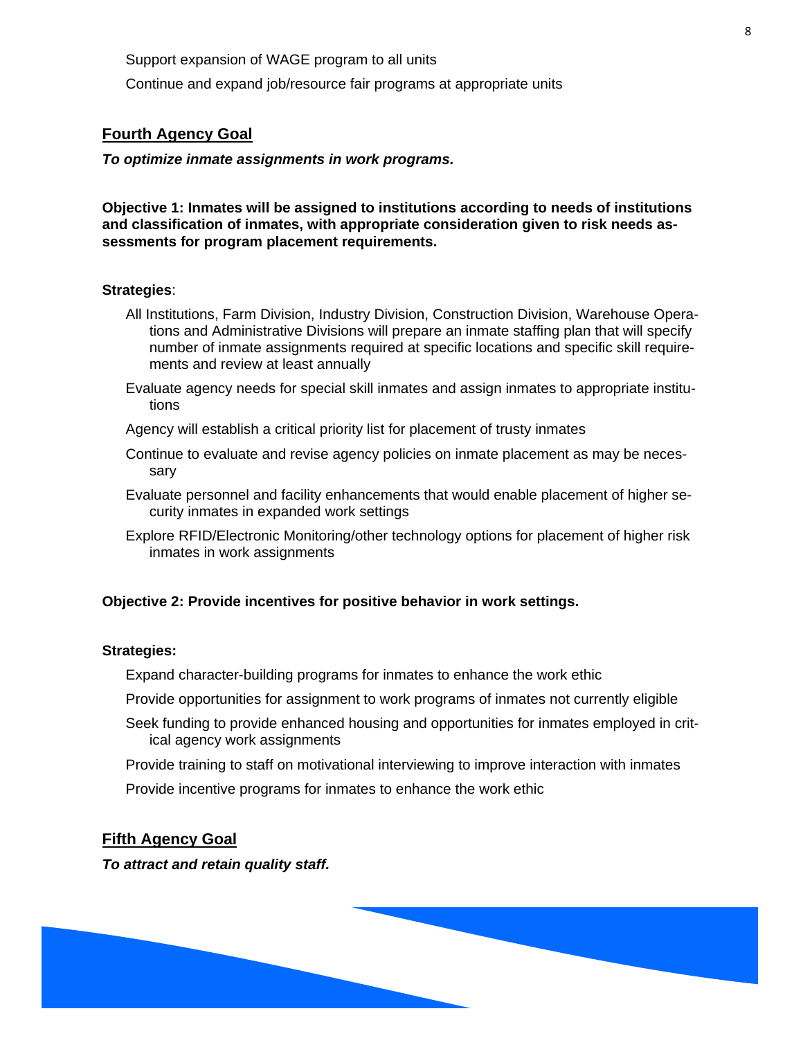Support expansion of WAGE program to all units

Continue and expand job/resource fair programs at appropriate units

## Fourth Agency Goal

***To optimize inmate assignments in work programs.***

**Objective 1: Inmates will be assigned to institutions according to needs of institutions and classification of inmates, with appropriate consideration given to risk needs assessments for program placement requirements.**

**Strategies**:

All Institutions, Farm Division, Industry Division, Construction Division, Warehouse Operations and Administrative Divisions will prepare an inmate staffing plan that will specify number of inmate assignments required at specific locations and specific skill requirements and review at least annually

Evaluate agency needs for special skill inmates and assign inmates to appropriate institutions

Agency will establish a critical priority list for placement of trusty inmates

Continue to evaluate and revise agency policies on inmate placement as may be necessary

Evaluate personnel and facility enhancements that would enable placement of higher security inmates in expanded work settings

Explore RFID/Electronic Monitoring/other technology options for placement of higher risk inmates in work assignments

**Objective 2: Provide incentives for positive behavior in work settings.**

**Strategies:**

Expand character-building programs for inmates to enhance the work ethic

Provide opportunities for assignment to work programs of inmates not currently eligible

Seek funding to provide enhanced housing and opportunities for inmates employed in critical agency work assignments

Provide training to staff on motivational interviewing to improve interaction with inmates

Provide incentive programs for inmates to enhance the work ethic

## Fifth Agency Goal

***To attract and retain quality staff.***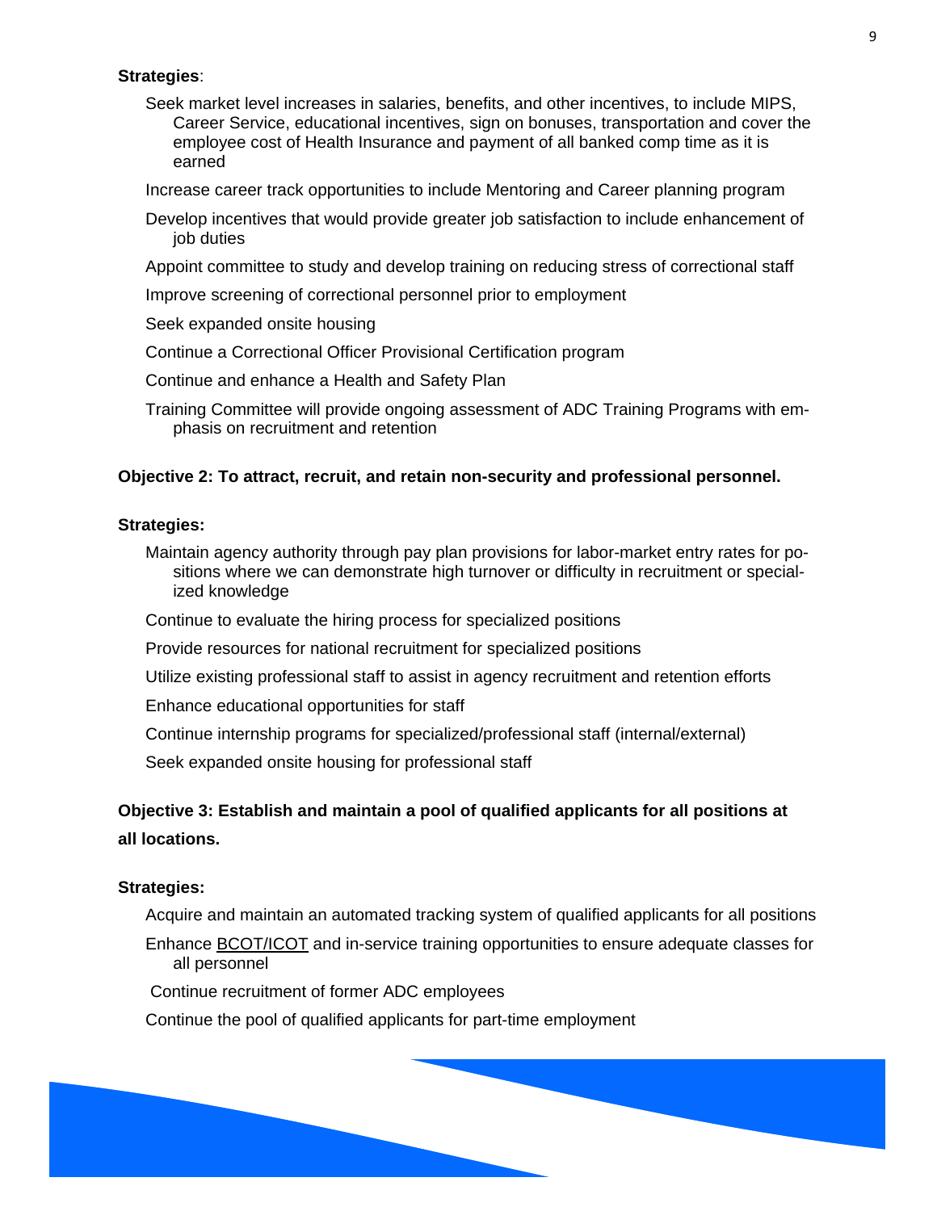**Strategies**:

- Seek market level increases in salaries, benefits, and other incentives, to include MIPS, Career Service, educational incentives, sign on bonuses, transportation and cover the employee cost of Health Insurance and payment of all banked comp time as it is earned
- Increase career track opportunities to include Mentoring and Career planning program
- Develop incentives that would provide greater job satisfaction to include enhancement of job duties
- Appoint committee to study and develop training on reducing stress of correctional staff
- Improve screening of correctional personnel prior to employment
- Seek expanded onsite housing
- Continue a Correctional Officer Provisional Certification program
- Continue and enhance a Health and Safety Plan
- Training Committee will provide ongoing assessment of ADC Training Programs with emphasis on recruitment and retention

**Objective 2: To attract, recruit, and retain non-security and professional personnel.**

**Strategies:**

- Maintain agency authority through pay plan provisions for labor-market entry rates for positions where we can demonstrate high turnover or difficulty in recruitment or specialized knowledge
- Continue to evaluate the hiring process for specialized positions
- Provide resources for national recruitment for specialized positions
- Utilize existing professional staff to assist in agency recruitment and retention efforts
- Enhance educational opportunities for staff
- Continue internship programs for specialized/professional staff (internal/external)
- Seek expanded onsite housing for professional staff

**Objective 3: Establish and maintain a pool of qualified applicants for all positions at all locations.**

**Strategies:**

- Acquire and maintain an automated tracking system of qualified applicants for all positions
- Enhance BCOT/ICOT and in-service training opportunities to ensure adequate classes for all personnel
- Continue recruitment of former ADC employees
- Continue the pool of qualified applicants for part-time employment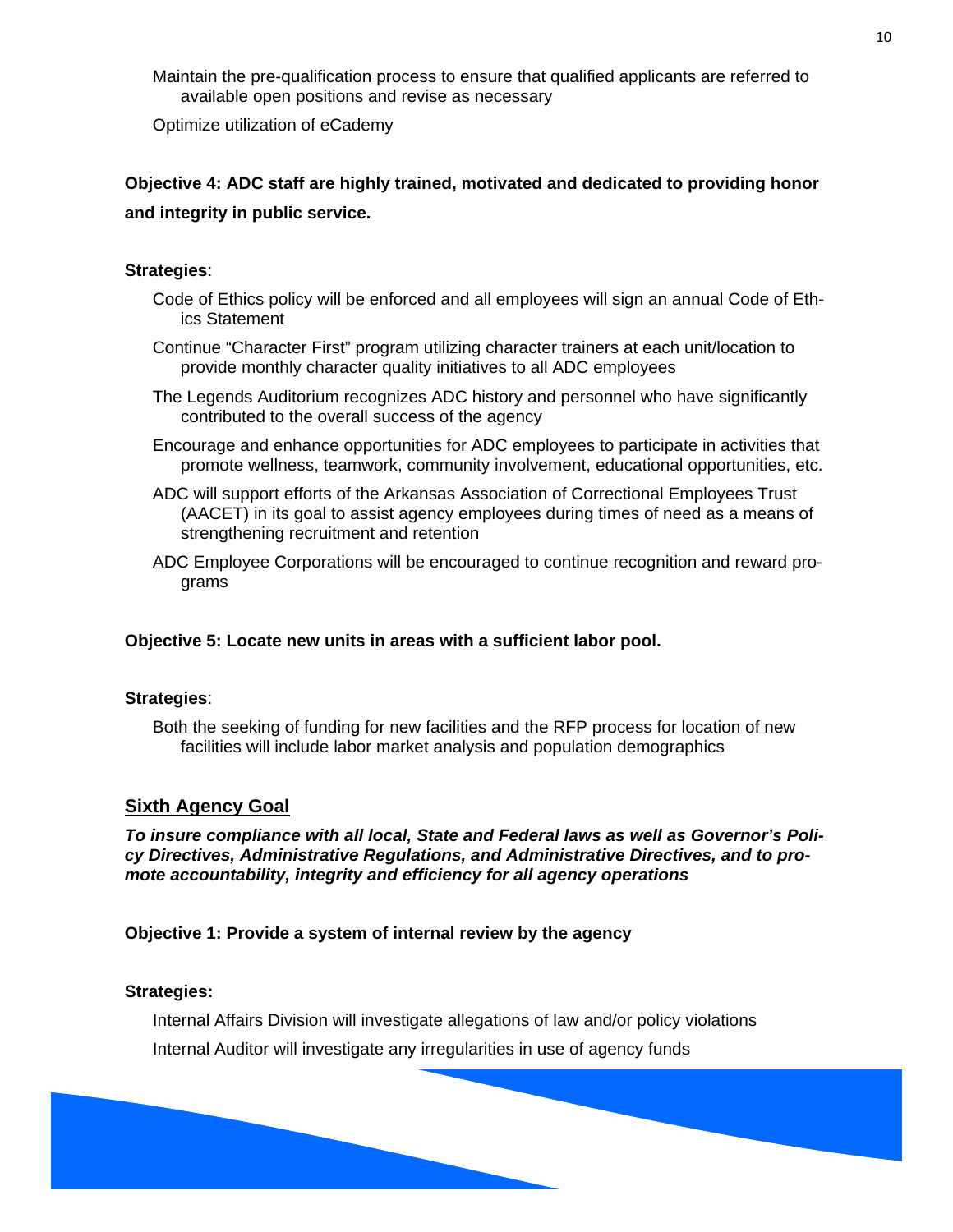Maintain the pre-qualification process to ensure that qualified applicants are referred to available open positions and revise as necessary

Optimize utilization of eCademy

**Objective 4: ADC staff are highly trained, motivated and dedicated to providing honor and integrity in public service.**

**Strategies**:

Code of Ethics policy will be enforced and all employees will sign an annual Code of Ethics Statement

Continue "Character First" program utilizing character trainers at each unit/location to provide monthly character quality initiatives to all ADC employees

The Legends Auditorium recognizes ADC history and personnel who have significantly contributed to the overall success of the agency

Encourage and enhance opportunities for ADC employees to participate in activities that promote wellness, teamwork, community involvement, educational opportunities, etc.

ADC will support efforts of the Arkansas Association of Correctional Employees Trust (AACET) in its goal to assist agency employees during times of need as a means of strengthening recruitment and retention

ADC Employee Corporations will be encouraged to continue recognition and reward programs

**Objective 5: Locate new units in areas with a sufficient labor pool.**

**Strategies**:

Both the seeking of funding for new facilities and the RFP process for location of new facilities will include labor market analysis and population demographics

## Sixth Agency Goal

***To insure compliance with all local, State and Federal laws as well as Governor's Policy Directives, Administrative Regulations, and Administrative Directives, and to promote accountability, integrity and efficiency for all agency operations***

**Objective 1: Provide a system of internal review by the agency**

**Strategies:**

Internal Affairs Division will investigate allegations of law and/or policy violations

Internal Auditor will investigate any irregularities in use of agency funds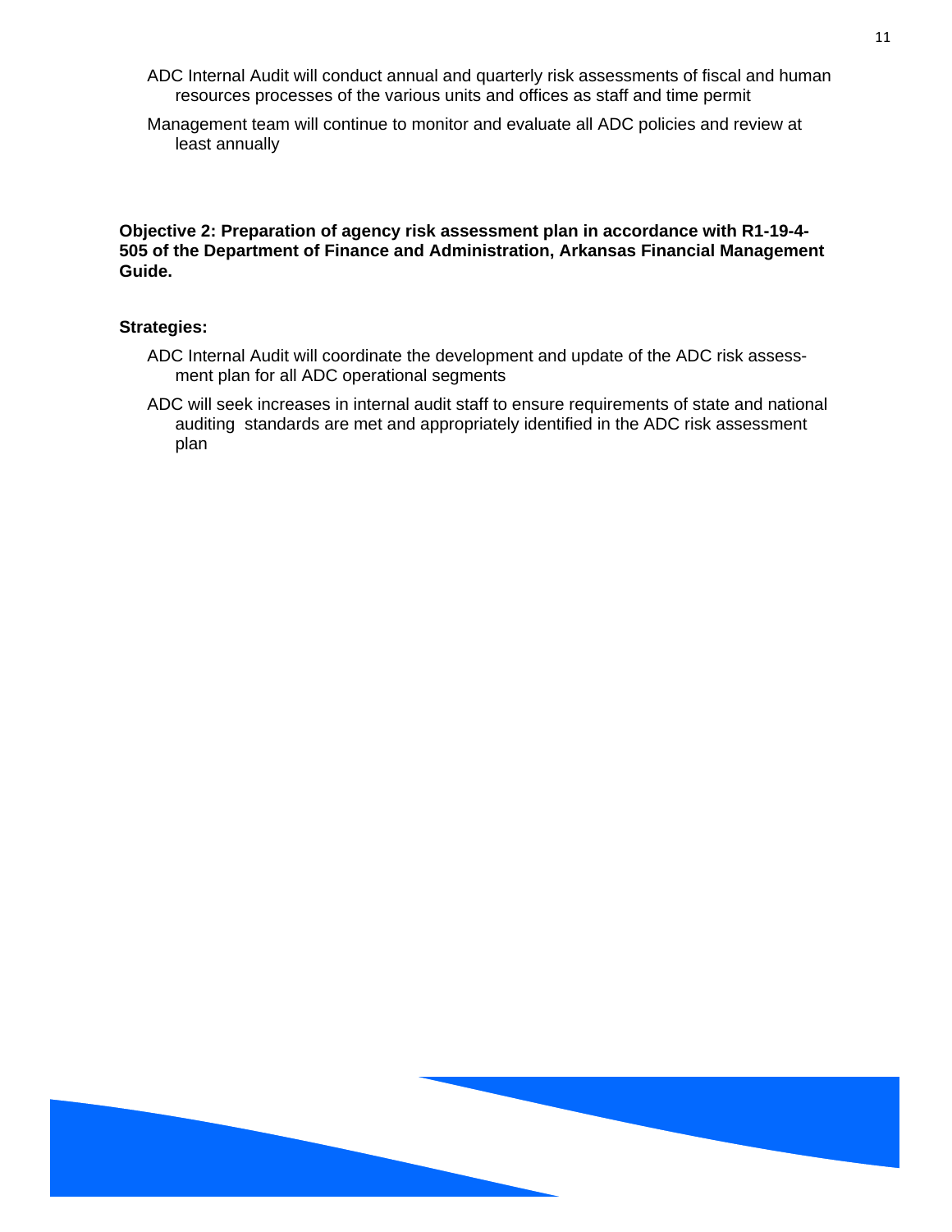- ADC Internal Audit will conduct annual and quarterly risk assessments of fiscal and human resources processes of the various units and offices as staff and time permit
- Management team will continue to monitor and evaluate all ADC policies and review at least annually

**Objective 2: Preparation of agency risk assessment plan in accordance with R1-19-4-505 of the Department of Finance and Administration, Arkansas Financial Management Guide.**

**Strategies:**

- ADC Internal Audit will coordinate the development and update of the ADC risk assessment plan for all ADC operational segments
- ADC will seek increases in internal audit staff to ensure requirements of state and national auditing standards are met and appropriately identified in the ADC risk assessment plan